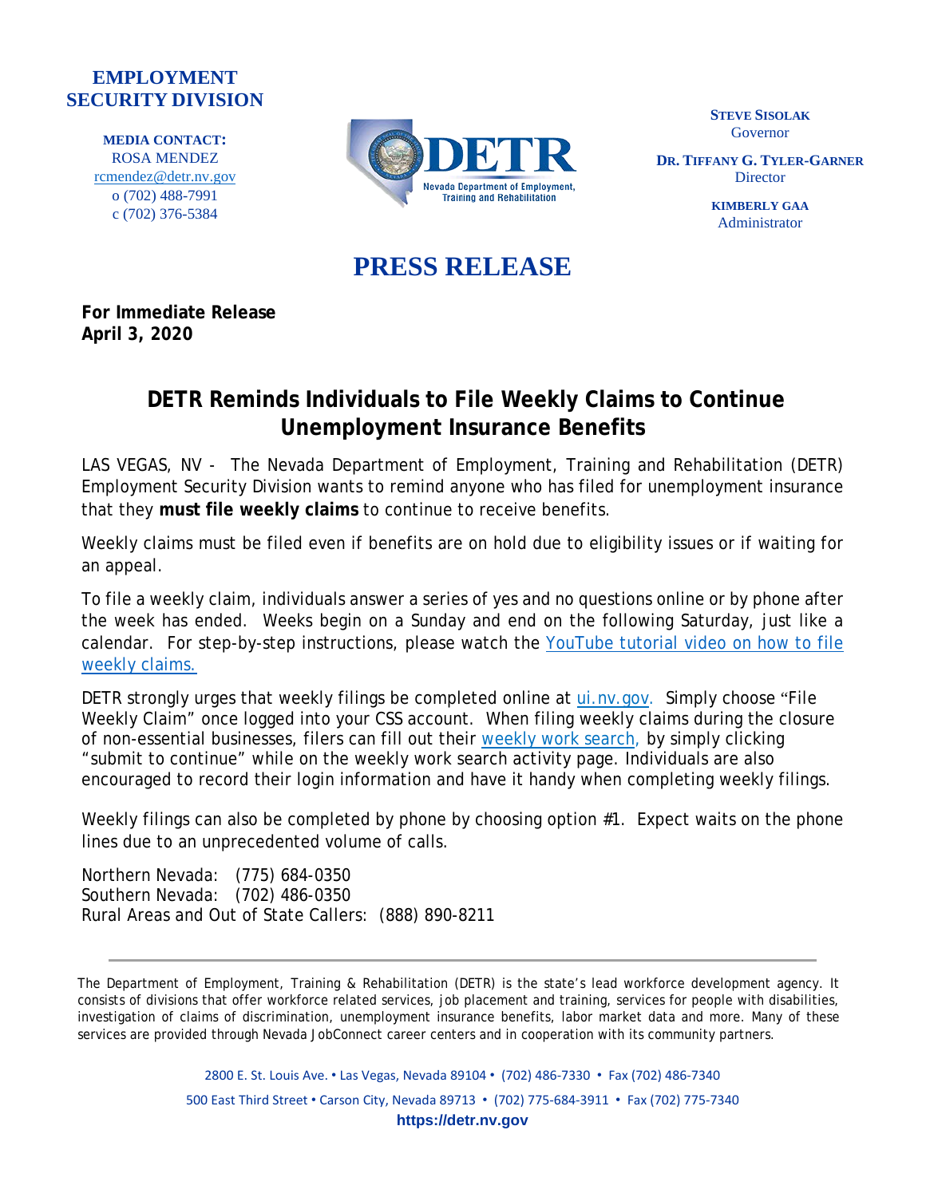**EMPLOYMENT SECURITY DIVISION**

**MEDIA CONTACT:**
ROSA MENDEZ
rcmendez@detr.nv.gov
o (702) 488-7991
c (702) 376-5384

DETR
Nevada Department of Employment, Training and Rehabilitation

**STEVE SISOLAK**
Governor

**DR. TIFFANY G. TYLER-GARNER**
Director

**KIMBERLY GAA**
Administrator

# PRESS RELEASE

**For Immediate Release**
**April 3, 2020**

## DETR Reminds Individuals to File Weekly Claims to Continue Unemployment Insurance Benefits

LAS VEGAS, NV - The Nevada Department of Employment, Training and Rehabilitation (DETR) Employment Security Division wants to remind anyone who has filed for unemployment insurance that they **must file weekly claims** to continue to receive benefits.

Weekly claims must be filed even if benefits are on hold due to eligibility issues or if waiting for an appeal.

To file a weekly claim, individuals answer a series of yes and no questions online or by phone after the week has ended. Weeks begin on a Sunday and end on the following Saturday, just like a calendar. For step-by-step instructions, please watch the YouTube tutorial video on how to file weekly claims.

DETR strongly urges that weekly filings be completed online at ui.nv.gov. Simply choose "File Weekly Claim" once logged into your CSS account. When filing weekly claims during the closure of non-essential businesses, filers can fill out their weekly work search, by simply clicking "submit to continue" while on the weekly work search activity page. Individuals are also encouraged to record their login information and have it handy when completing weekly filings.

Weekly filings can also be completed by phone by choosing option #1. Expect waits on the phone lines due to an unprecedented volume of calls.

Northern Nevada: (775) 684-0350
Southern Nevada: (702) 486-0350
Rural Areas and Out of State Callers: (888) 890-8211

---

The Department of Employment, Training & Rehabilitation (DETR) is the state's lead workforce development agency. It consists of divisions that offer workforce related services, job placement and training, services for people with disabilities, investigation of claims of discrimination, unemployment insurance benefits, labor market data and more. Many of these services are provided through Nevada JobConnect career centers and in cooperation with its community partners.

2800 E. St. Louis Ave. • Las Vegas, Nevada 89104 • (702) 486-7330 • Fax (702) 486-7340
500 East Third Street • Carson City, Nevada 89713 • (702) 775-684-3911 • Fax (702) 775-7340
**https://detr.nv.gov**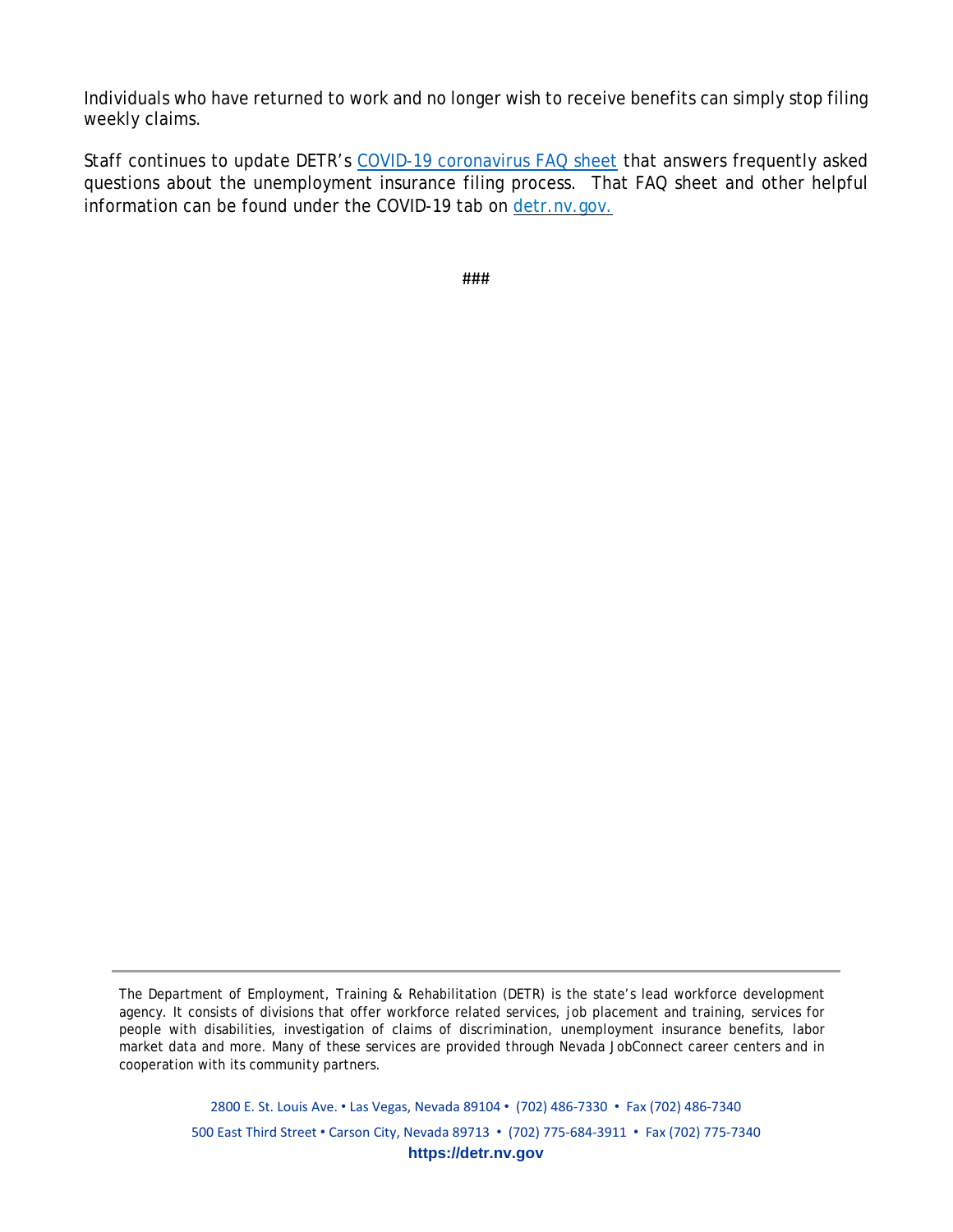Individuals who have returned to work and no longer wish to receive benefits can simply stop filing weekly claims.

Staff continues to update DETR's [COVID-19 coronavirus FAQ sheet](#) that answers frequently asked questions about the unemployment insurance filing process. That FAQ sheet and other helpful information can be found under the COVID-19 tab on [detr.nv.gov.](https://detr.nv.gov)

###

---

The Department of Employment, Training & Rehabilitation (DETR) is the state's lead workforce development agency. It consists of divisions that offer workforce related services, job placement and training, services for people with disabilities, investigation of claims of discrimination, unemployment insurance benefits, labor market data and more. Many of these services are provided through Nevada JobConnect career centers and in cooperation with its community partners.

2800 E. St. Louis Ave. • Las Vegas, Nevada 89104 • (702) 486-7330 • Fax (702) 486-7340

500 East Third Street • Carson City, Nevada 89713 • (702) 775-684-3911 • Fax (702) 775-7340

**https://detr.nv.gov**